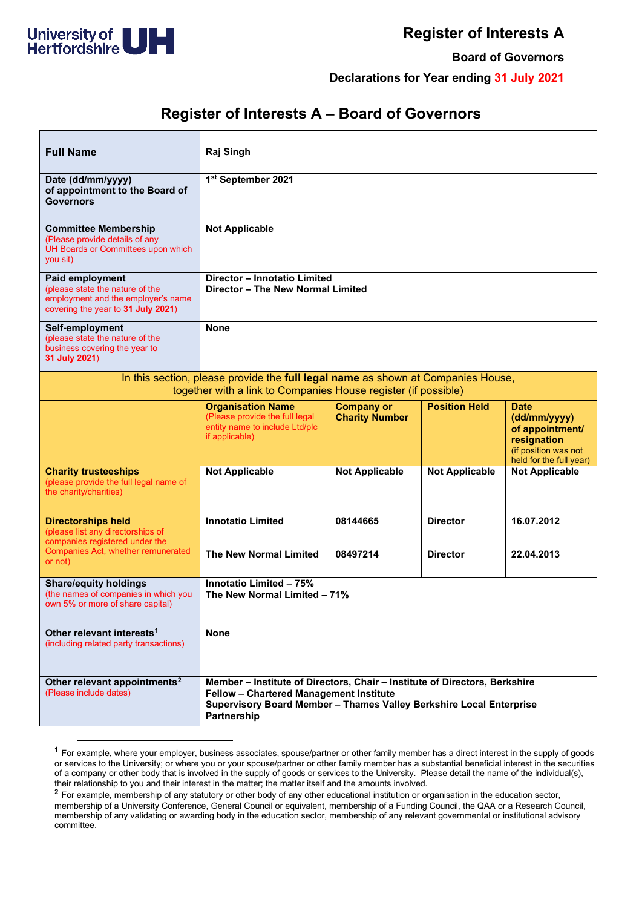# Register of Interests A

**Board of Governors**

**Declarations for Year ending 31 July 2021**

## Register of Interests A – Board of Governors

| **Full Name** | **Raj Singh** | | | |
|---|---|---|---|---|
| **Date (dd/mm/yyyy) of appointment to the Board of Governors** | **1st September 2021** | | | |
| **Committee Membership** (Please provide details of any UH Boards or Committees upon which you sit) | **Not Applicable** | | | |
| **Paid employment** (please state the nature of the employment and the employer's name covering the year to **31 July 2021**) | **Director – Innotatio Limited**<br>**Director – The New Normal Limited** | | | |
| **Self-employment** (please state the nature of the business covering the year to **31 July 2021**) | **None** | | | |
| In this section, please provide the **full legal name** as shown at Companies House, together with a link to Companies House register (if possible) | | | | |
| | **Organisation Name** (Please provide the full legal entity name to include Ltd/plc if applicable) | **Company or Charity Number** | **Position Held** | **Date (dd/mm/yyyy) of appointment/ resignation** (if position was not held for the full year) |
| **Charity trusteeships** (please provide the full legal name of the charity/charities) | **Not Applicable** | **Not Applicable** | **Not Applicable** | **Not Applicable** |
| **Directorships held** (please list any directorships of companies registered under the Companies Act, whether remunerated or not) | **Innotatio Limited**<br><br>**The New Normal Limited** | **08144665**<br><br>**08497214** | **Director**<br><br>**Director** | **16.07.2012**<br><br>**22.04.2013** |
| **Share/equity holdings** (the names of companies in which you own 5% or more of share capital) | **Innotatio Limited – 75%**<br>**The New Normal Limited – 71%** | | | |
| **Other relevant interests**[1] (including related party transactions) | **None** | | | |
| **Other relevant appointments**[2] (Please include dates) | **Member – Institute of Directors, Chair – Institute of Directors, Berkshire**<br>**Fellow – Chartered Management Institute**<br>**Supervisory Board Member – Thames Valley Berkshire Local Enterprise Partnership** | | | |

[1] For example, where your employer, business associates, spouse/partner or other family member has a direct interest in the supply of goods or services to the University; or where you or your spouse/partner or other family member has a substantial beneficial interest in the securities of a company or other body that is involved in the supply of goods or services to the University. Please detail the name of the individual(s), their relationship to you and their interest in the matter; the matter itself and the amounts involved.

[2] For example, membership of any statutory or other body of any other educational institution or organisation in the education sector, membership of a University Conference, General Council or equivalent, membership of a Funding Council, the QAA or a Research Council, membership of any validating or awarding body in the education sector, membership of any relevant governmental or institutional advisory committee.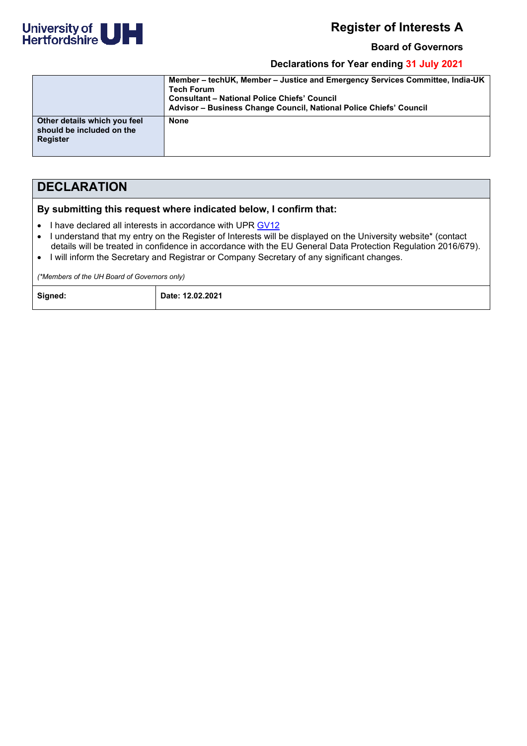| | |
|---|---|
| | **Member – techUK, Member – Justice and Emergency Services Committee, India-UK Tech Forum**<br>**Consultant – National Police Chiefs' Council**<br>**Advisor – Business Change Council, National Police Chiefs' Council** |
| **Other details which you feel should be included on the Register** | **None** |

## DECLARATION

### By submitting this request where indicated below, I confirm that:

- I have declared all interests in accordance with UPR GV12
- I understand that my entry on the Register of Interests will be displayed on the University website* (contact details will be treated in confidence in accordance with the EU General Data Protection Regulation 2016/679).
- I will inform the Secretary and Registrar or Company Secretary of any significant changes.

*(\*Members of the UH Board of Governors only)*

| | |
|---|---|
| **Signed:** | **Date: 12.02.2021** |